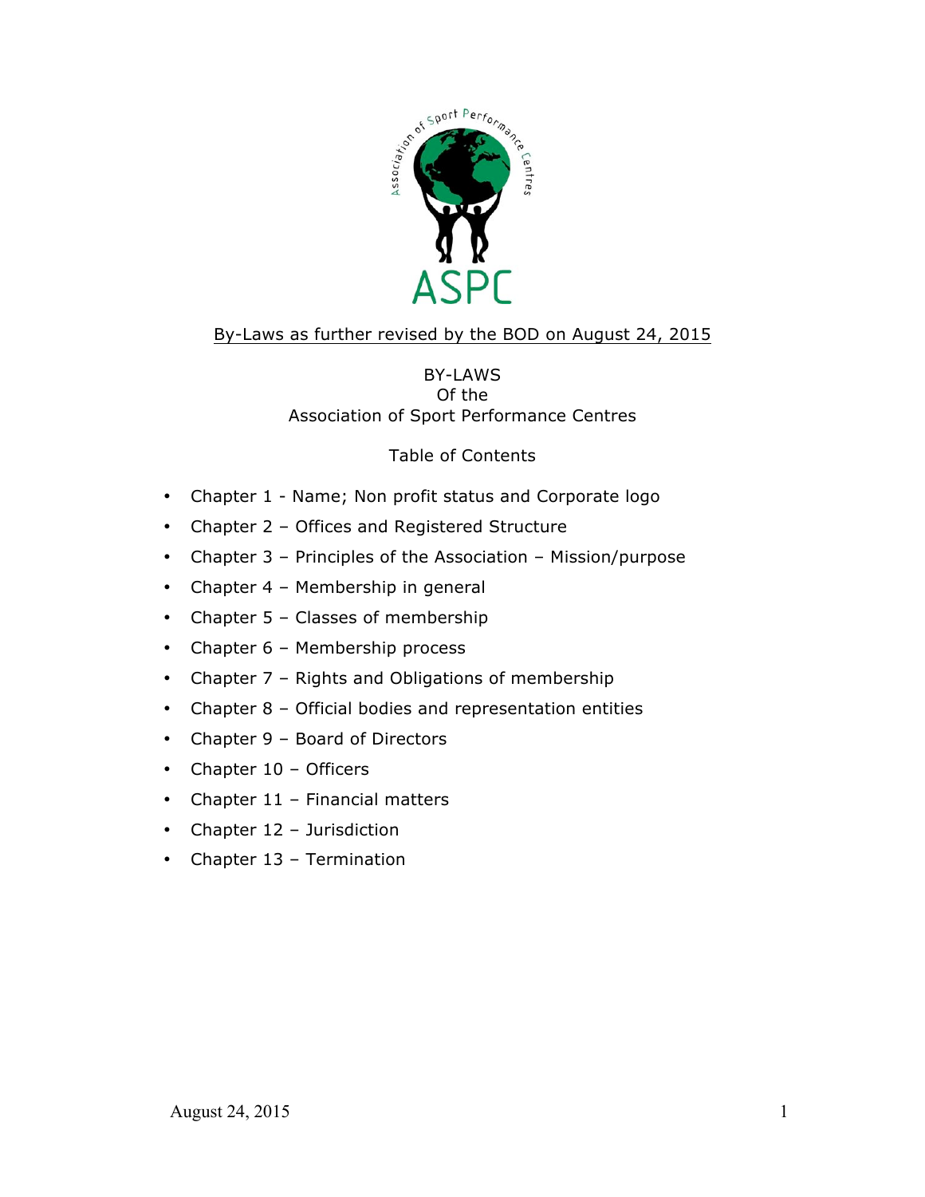By-Laws as further revised by the BOD on August 24, 2015

# BY-LAWS
## Of the
## Association of Sport Performance Centres

### Table of Contents

- Chapter 1 - Name; Non profit status and Corporate logo
- Chapter 2 – Offices and Registered Structure
- Chapter 3 – Principles of the Association – Mission/purpose
- Chapter 4 – Membership in general
- Chapter 5 – Classes of membership
- Chapter 6 – Membership process
- Chapter 7 – Rights and Obligations of membership
- Chapter 8 – Official bodies and representation entities
- Chapter 9 – Board of Directors
- Chapter 10 – Officers
- Chapter 11 – Financial matters
- Chapter 12 – Jurisdiction
- Chapter 13 – Termination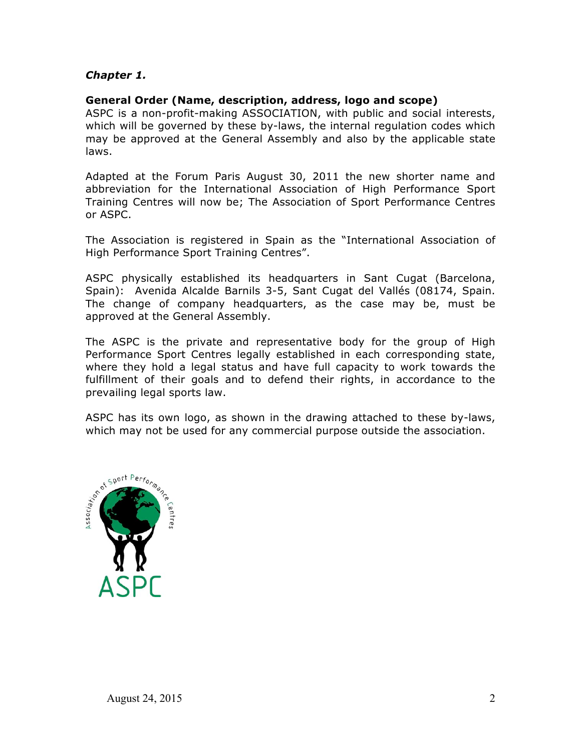***Chapter 1.***

**General Order (Name, description, address, logo and scope)**

ASPC is a non-profit-making ASSOCIATION, with public and social interests, which will be governed by these by-laws, the internal regulation codes which may be approved at the General Assembly and also by the applicable state laws.

Adapted at the Forum Paris August 30, 2011 the new shorter name and abbreviation for the International Association of High Performance Sport Training Centres will now be; The Association of Sport Performance Centres or ASPC.

The Association is registered in Spain as the "International Association of High Performance Sport Training Centres".

ASPC physically established its headquarters in Sant Cugat (Barcelona, Spain): Avenida Alcalde Barnils 3-5, Sant Cugat del Vallés (08174, Spain. The change of company headquarters, as the case may be, must be approved at the General Assembly.

The ASPC is the private and representative body for the group of High Performance Sport Centres legally established in each corresponding state, where they hold a legal status and have full capacity to work towards the fulfillment of their goals and to defend their rights, in accordance to the prevailing legal sports law.

ASPC has its own logo, as shown in the drawing attached to these by-laws, which may not be used for any commercial purpose outside the association.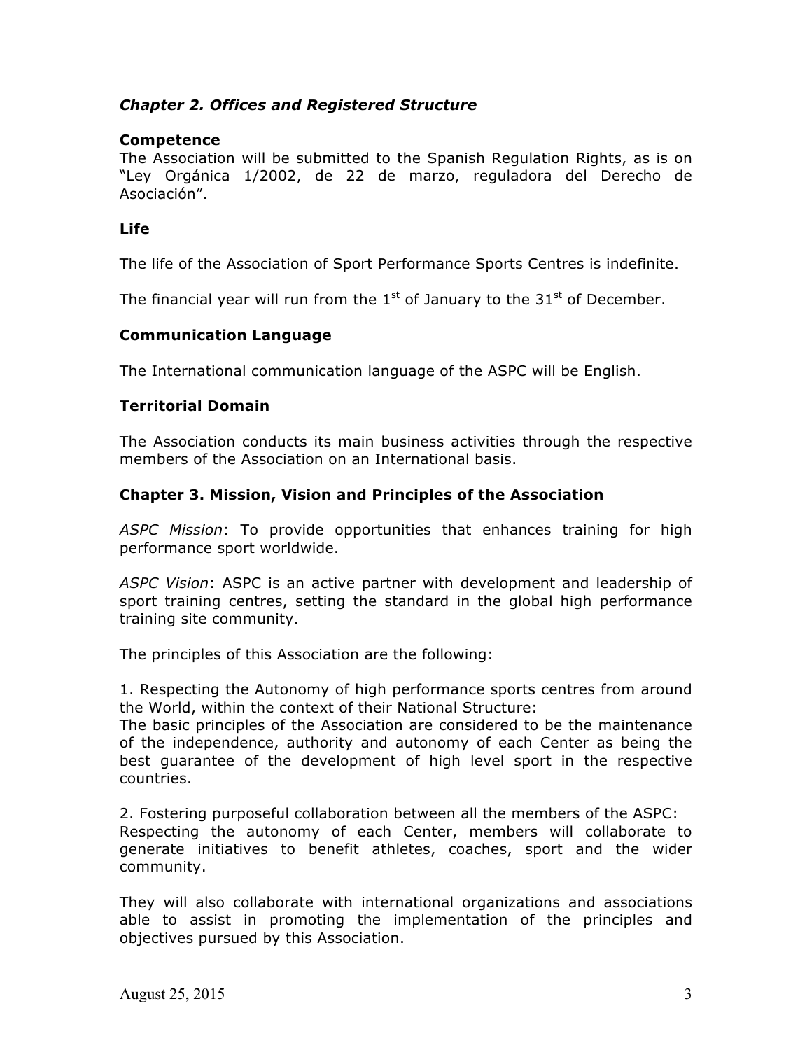### *Chapter 2. Offices and Registered Structure*

**Competence**

The Association will be submitted to the Spanish Regulation Rights, as is on "Ley Orgánica 1/2002, de 22 de marzo, reguladora del Derecho de Asociación".

**Life**

The life of the Association of Sport Performance Sports Centres is indefinite.

The financial year will run from the 1st of January to the 31st of December.

**Communication Language**

The International communication language of the ASPC will be English.

**Territorial Domain**

The Association conducts its main business activities through the respective members of the Association on an International basis.

### Chapter 3. Mission, Vision and Principles of the Association

*ASPC Mission*: To provide opportunities that enhances training for high performance sport worldwide.

*ASPC Vision*: ASPC is an active partner with development and leadership of sport training centres, setting the standard in the global high performance training site community.

The principles of this Association are the following:

1. Respecting the Autonomy of high performance sports centres from around the World, within the context of their National Structure:
The basic principles of the Association are considered to be the maintenance of the independence, authority and autonomy of each Center as being the best guarantee of the development of high level sport in the respective countries.

2. Fostering purposeful collaboration between all the members of the ASPC:
Respecting the autonomy of each Center, members will collaborate to generate initiatives to benefit athletes, coaches, sport and the wider community.

They will also collaborate with international organizations and associations able to assist in promoting the implementation of the principles and objectives pursued by this Association.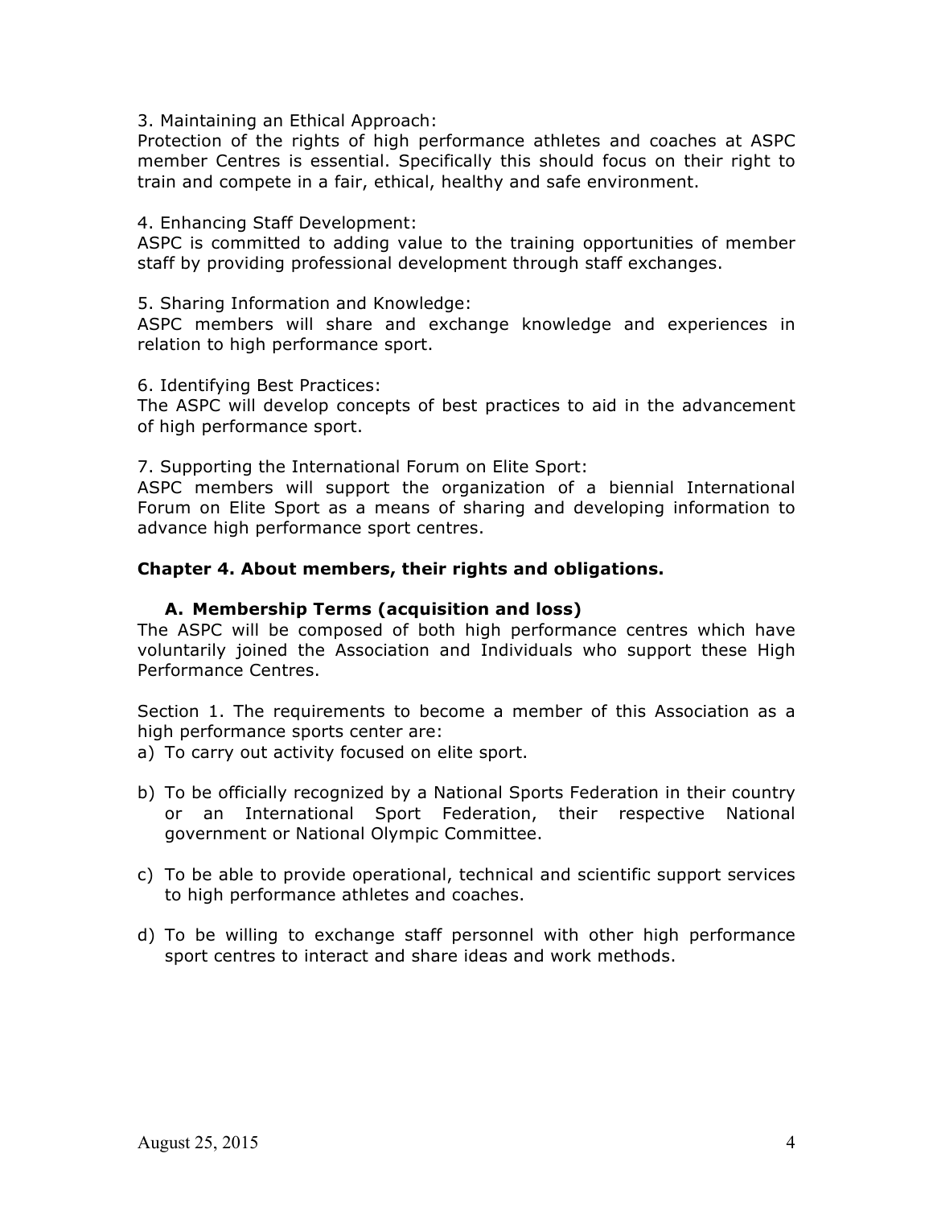3. Maintaining an Ethical Approach:
Protection of the rights of high performance athletes and coaches at ASPC member Centres is essential. Specifically this should focus on their right to train and compete in a fair, ethical, healthy and safe environment.

4. Enhancing Staff Development:
ASPC is committed to adding value to the training opportunities of member staff by providing professional development through staff exchanges.

5. Sharing Information and Knowledge:
ASPC members will share and exchange knowledge and experiences in relation to high performance sport.

6. Identifying Best Practices:
The ASPC will develop concepts of best practices to aid in the advancement of high performance sport.

7. Supporting the International Forum on Elite Sport:
ASPC members will support the organization of a biennial International Forum on Elite Sport as a means of sharing and developing information to advance high performance sport centres.

## Chapter 4. About members, their rights and obligations.

### A. Membership Terms (acquisition and loss)

The ASPC will be composed of both high performance centres which have voluntarily joined the Association and Individuals who support these High Performance Centres.

Section 1. The requirements to become a member of this Association as a high performance sports center are:

a) To carry out activity focused on elite sport.

b) To be officially recognized by a National Sports Federation in their country or an International Sport Federation, their respective National government or National Olympic Committee.

c) To be able to provide operational, technical and scientific support services to high performance athletes and coaches.

d) To be willing to exchange staff personnel with other high performance sport centres to interact and share ideas and work methods.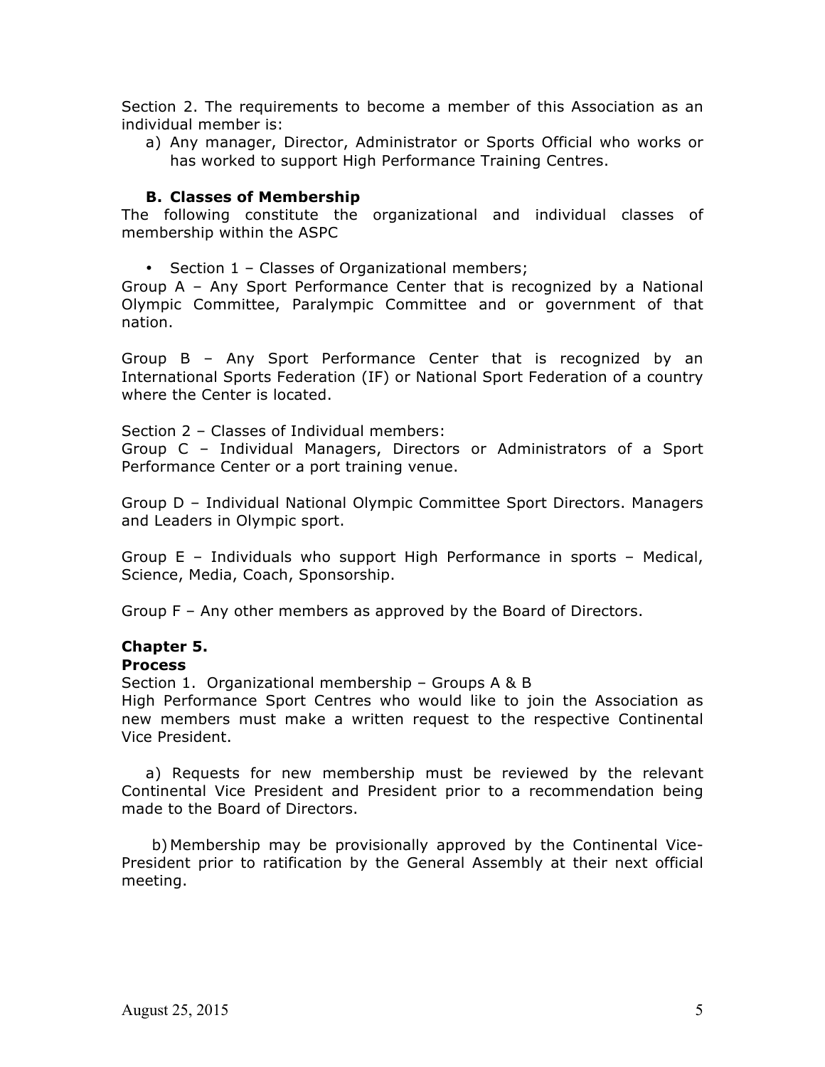Section 2. The requirements to become a member of this Association as an individual member is:

a) Any manager, Director, Administrator or Sports Official who works or has worked to support High Performance Training Centres.

### B. Classes of Membership

The following constitute the organizational and individual classes of membership within the ASPC

- Section 1 – Classes of Organizational members;

Group A – Any Sport Performance Center that is recognized by a National Olympic Committee, Paralympic Committee and or government of that nation.

Group B – Any Sport Performance Center that is recognized by an International Sports Federation (IF) or National Sport Federation of a country where the Center is located.

Section 2 – Classes of Individual members:

Group C – Individual Managers, Directors or Administrators of a Sport Performance Center or a port training venue.

Group D – Individual National Olympic Committee Sport Directors. Managers and Leaders in Olympic sport.

Group E – Individuals who support High Performance in sports – Medical, Science, Media, Coach, Sponsorship.

Group F – Any other members as approved by the Board of Directors.

## Chapter 5.

### Process

Section 1. Organizational membership – Groups A & B

High Performance Sport Centres who would like to join the Association as new members must make a written request to the respective Continental Vice President.

a) Requests for new membership must be reviewed by the relevant Continental Vice President and President prior to a recommendation being made to the Board of Directors.

b) Membership may be provisionally approved by the Continental Vice-President prior to ratification by the General Assembly at their next official meeting.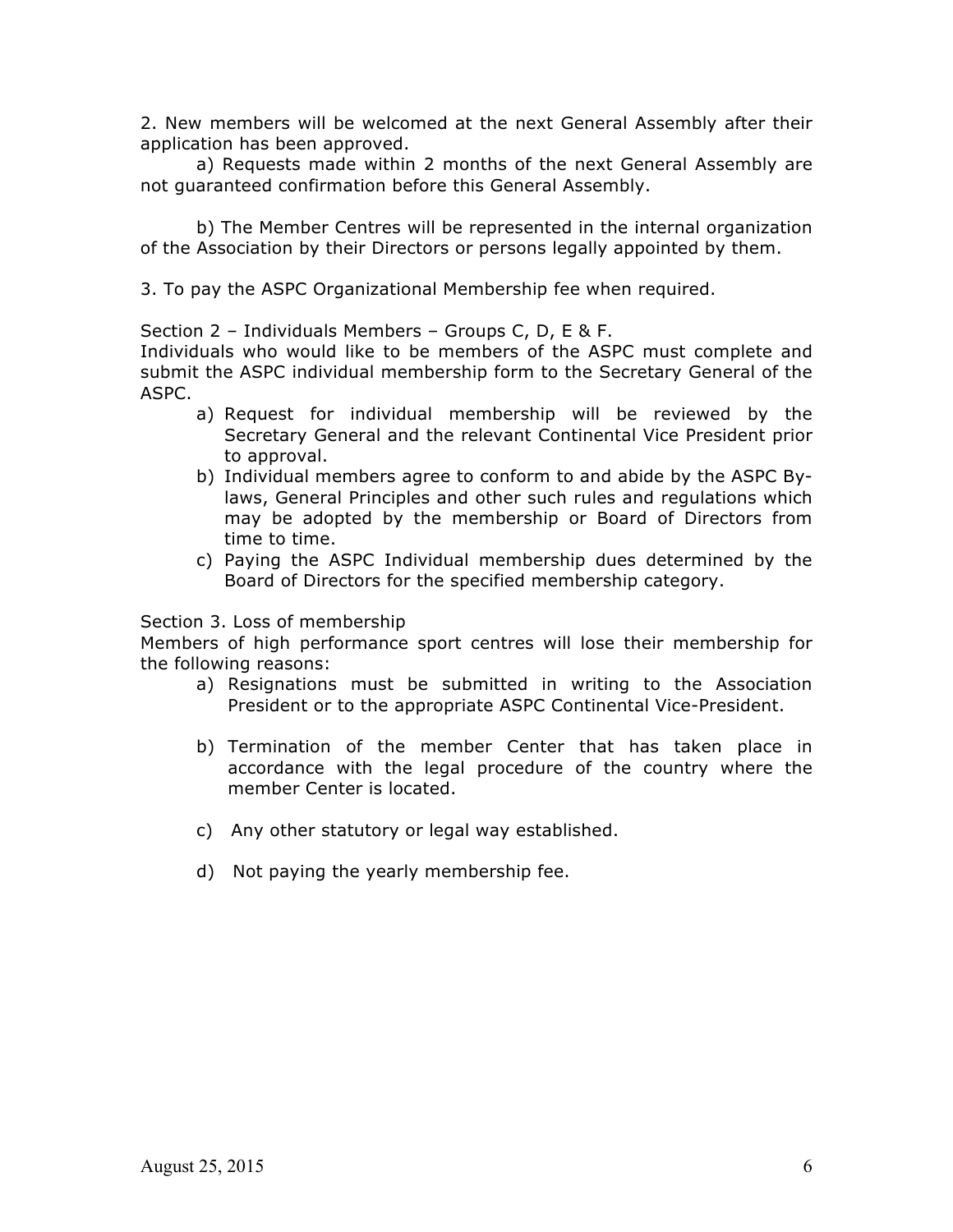2. New members will be welcomed at the next General Assembly after their application has been approved.

a) Requests made within 2 months of the next General Assembly are not guaranteed confirmation before this General Assembly.

b) The Member Centres will be represented in the internal organization of the Association by their Directors or persons legally appointed by them.

3. To pay the ASPC Organizational Membership fee when required.

Section 2 – Individuals Members – Groups C, D, E & F.

Individuals who would like to be members of the ASPC must complete and submit the ASPC individual membership form to the Secretary General of the ASPC.

a) Request for individual membership will be reviewed by the Secretary General and the relevant Continental Vice President prior to approval.
b) Individual members agree to conform to and abide by the ASPC By-laws, General Principles and other such rules and regulations which may be adopted by the membership or Board of Directors from time to time.
c) Paying the ASPC Individual membership dues determined by the Board of Directors for the specified membership category.

Section 3. Loss of membership

Members of high performance sport centres will lose their membership for the following reasons:

a) Resignations must be submitted in writing to the Association President or to the appropriate ASPC Continental Vice-President.

b) Termination of the member Center that has taken place in accordance with the legal procedure of the country where the member Center is located.

c) Any other statutory or legal way established.

d) Not paying the yearly membership fee.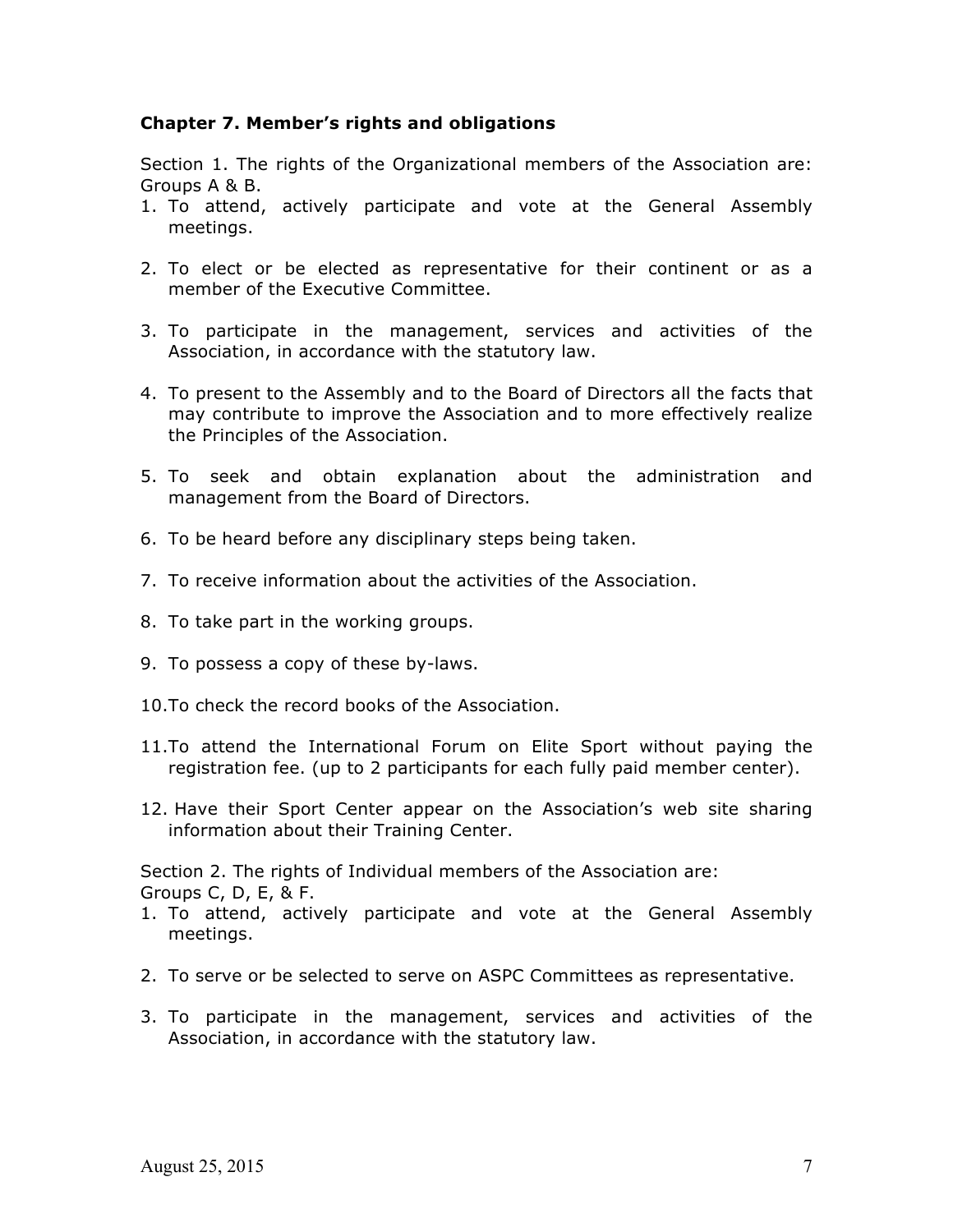### Chapter 7. Member's rights and obligations

Section 1. The rights of the Organizational members of the Association are: Groups A & B.

1. To attend, actively participate and vote at the General Assembly meetings.
2. To elect or be elected as representative for their continent or as a member of the Executive Committee.
3. To participate in the management, services and activities of the Association, in accordance with the statutory law.
4. To present to the Assembly and to the Board of Directors all the facts that may contribute to improve the Association and to more effectively realize the Principles of the Association.
5. To seek and obtain explanation about the administration and management from the Board of Directors.
6. To be heard before any disciplinary steps being taken.
7. To receive information about the activities of the Association.
8. To take part in the working groups.
9. To possess a copy of these by-laws.
10. To check the record books of the Association.
11. To attend the International Forum on Elite Sport without paying the registration fee. (up to 2 participants for each fully paid member center).
12. Have their Sport Center appear on the Association's web site sharing information about their Training Center.

Section 2. The rights of Individual members of the Association are: Groups C, D, E, & F.

1. To attend, actively participate and vote at the General Assembly meetings.
2. To serve or be selected to serve on ASPC Committees as representative.
3. To participate in the management, services and activities of the Association, in accordance with the statutory law.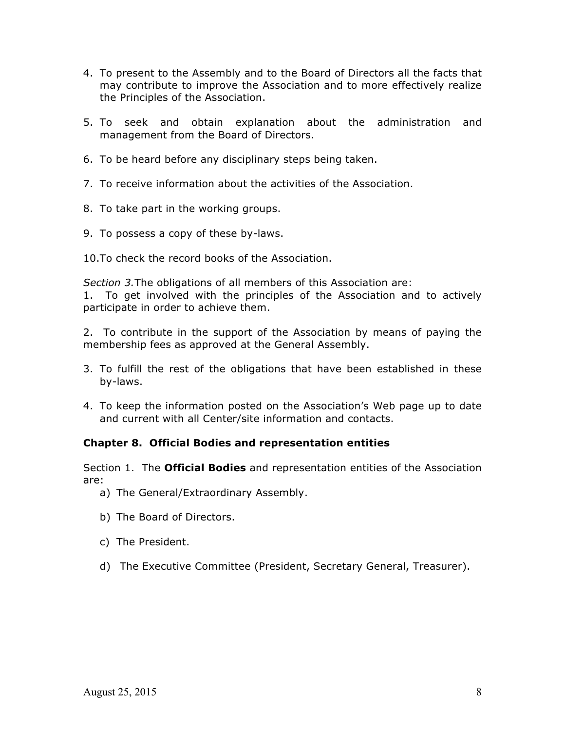4. To present to the Assembly and to the Board of Directors all the facts that may contribute to improve the Association and to more effectively realize the Principles of the Association.

5. To seek and obtain explanation about the administration and management from the Board of Directors.

6. To be heard before any disciplinary steps being taken.

7. To receive information about the activities of the Association.

8. To take part in the working groups.

9. To possess a copy of these by-laws.

10. To check the record books of the Association.

*Section 3.* The obligations of all members of this Association are:

1. To get involved with the principles of the Association and to actively participate in order to achieve them.

2. To contribute in the support of the Association by means of paying the membership fees as approved at the General Assembly.

3. To fulfill the rest of the obligations that have been established in these by-laws.

4. To keep the information posted on the Association's Web page up to date and current with all Center/site information and contacts.

### Chapter 8. Official Bodies and representation entities

Section 1. The **Official Bodies** and representation entities of the Association are:

a) The General/Extraordinary Assembly.

b) The Board of Directors.

c) The President.

d) The Executive Committee (President, Secretary General, Treasurer).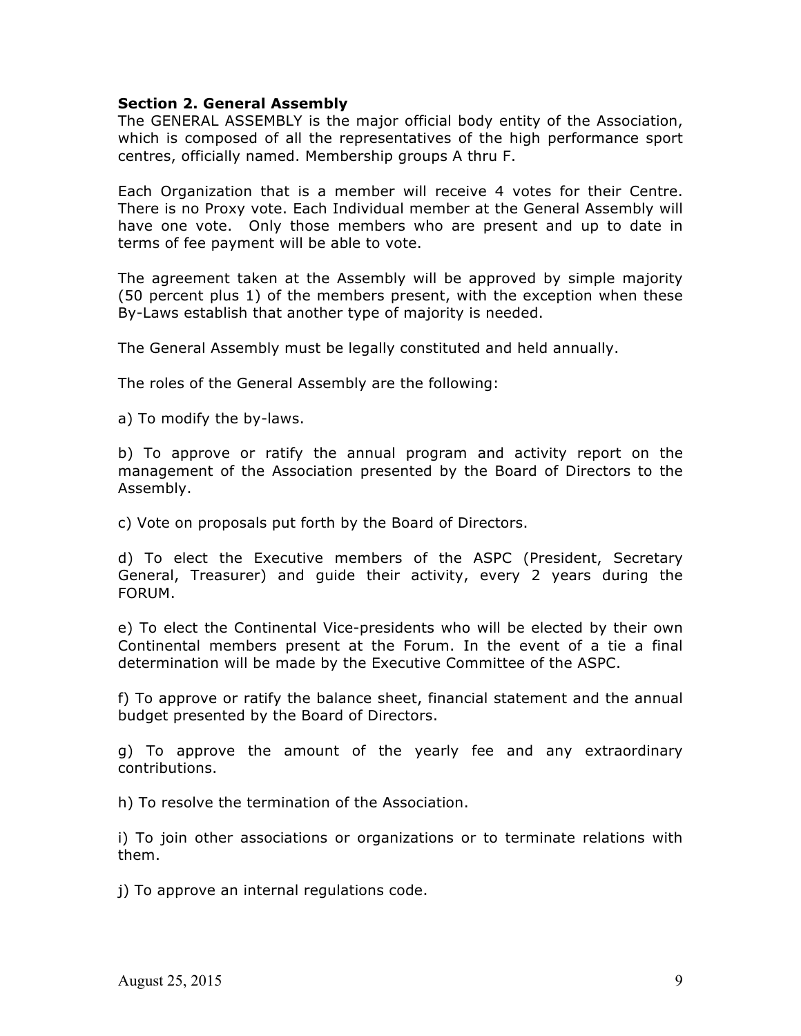**Section 2. General Assembly**

The GENERAL ASSEMBLY is the major official body entity of the Association, which is composed of all the representatives of the high performance sport centres, officially named. Membership groups A thru F.

Each Organization that is a member will receive 4 votes for their Centre. There is no Proxy vote. Each Individual member at the General Assembly will have one vote. Only those members who are present and up to date in terms of fee payment will be able to vote.

The agreement taken at the Assembly will be approved by simple majority (50 percent plus 1) of the members present, with the exception when these By-Laws establish that another type of majority is needed.

The General Assembly must be legally constituted and held annually.

The roles of the General Assembly are the following:

a) To modify the by-laws.

b) To approve or ratify the annual program and activity report on the management of the Association presented by the Board of Directors to the Assembly.

c) Vote on proposals put forth by the Board of Directors.

d) To elect the Executive members of the ASPC (President, Secretary General, Treasurer) and guide their activity, every 2 years during the FORUM.

e) To elect the Continental Vice-presidents who will be elected by their own Continental members present at the Forum. In the event of a tie a final determination will be made by the Executive Committee of the ASPC.

f) To approve or ratify the balance sheet, financial statement and the annual budget presented by the Board of Directors.

g) To approve the amount of the yearly fee and any extraordinary contributions.

h) To resolve the termination of the Association.

i) To join other associations or organizations or to terminate relations with them.

j) To approve an internal regulations code.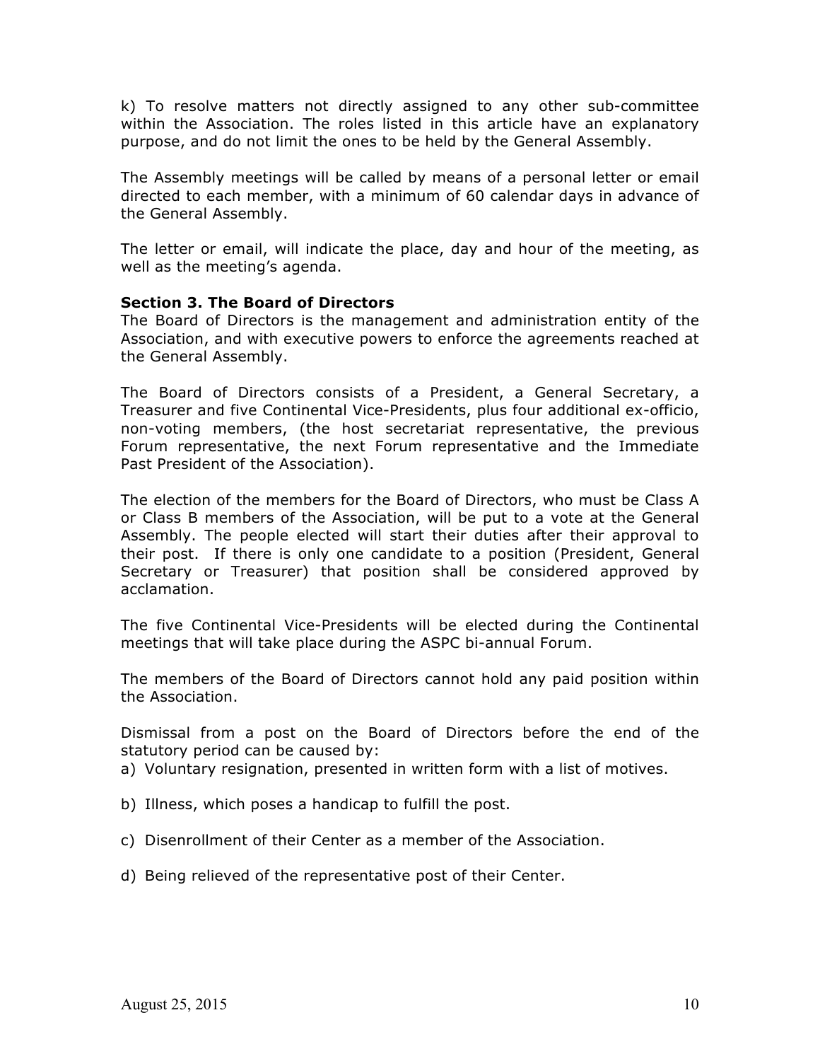k) To resolve matters not directly assigned to any other sub-committee within the Association. The roles listed in this article have an explanatory purpose, and do not limit the ones to be held by the General Assembly.

The Assembly meetings will be called by means of a personal letter or email directed to each member, with a minimum of 60 calendar days in advance of the General Assembly.

The letter or email, will indicate the place, day and hour of the meeting, as well as the meeting's agenda.

**Section 3. The Board of Directors**

The Board of Directors is the management and administration entity of the Association, and with executive powers to enforce the agreements reached at the General Assembly.

The Board of Directors consists of a President, a General Secretary, a Treasurer and five Continental Vice-Presidents, plus four additional ex-officio, non-voting members, (the host secretariat representative, the previous Forum representative, the next Forum representative and the Immediate Past President of the Association).

The election of the members for the Board of Directors, who must be Class A or Class B members of the Association, will be put to a vote at the General Assembly. The people elected will start their duties after their approval to their post. If there is only one candidate to a position (President, General Secretary or Treasurer) that position shall be considered approved by acclamation.

The five Continental Vice-Presidents will be elected during the Continental meetings that will take place during the ASPC bi-annual Forum.

The members of the Board of Directors cannot hold any paid position within the Association.

Dismissal from a post on the Board of Directors before the end of the statutory period can be caused by:

a) Voluntary resignation, presented in written form with a list of motives.

b) Illness, which poses a handicap to fulfill the post.

c) Disenrollment of their Center as a member of the Association.

d) Being relieved of the representative post of their Center.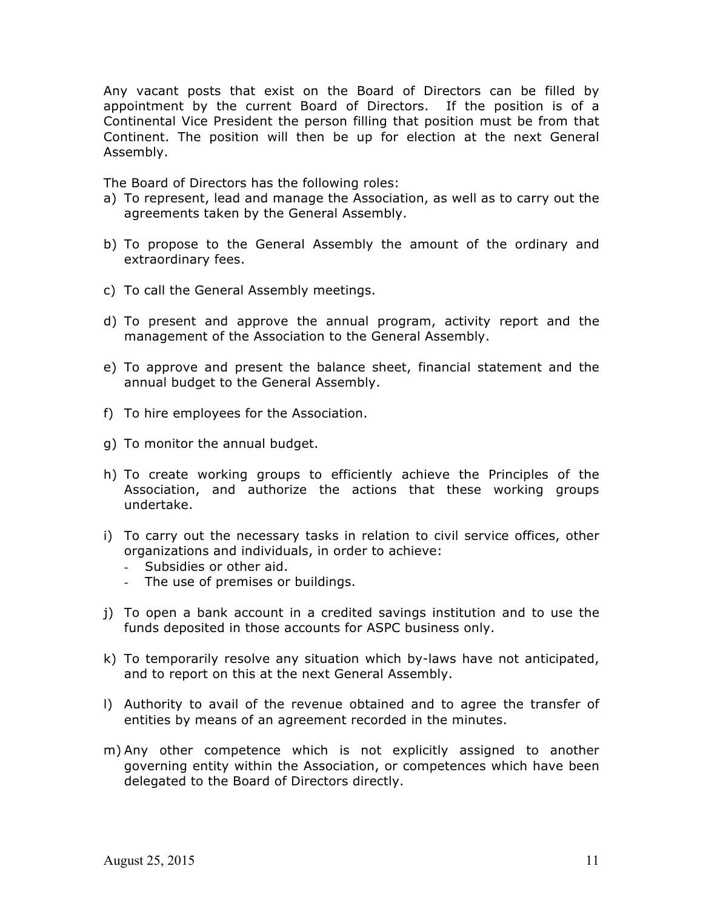Any vacant posts that exist on the Board of Directors can be filled by appointment by the current Board of Directors. If the position is of a Continental Vice President the person filling that position must be from that Continent. The position will then be up for election at the next General Assembly.

The Board of Directors has the following roles:

a) To represent, lead and manage the Association, as well as to carry out the agreements taken by the General Assembly.

b) To propose to the General Assembly the amount of the ordinary and extraordinary fees.

c) To call the General Assembly meetings.

d) To present and approve the annual program, activity report and the management of the Association to the General Assembly.

e) To approve and present the balance sheet, financial statement and the annual budget to the General Assembly.

f) To hire employees for the Association.

g) To monitor the annual budget.

h) To create working groups to efficiently achieve the Principles of the Association, and authorize the actions that these working groups undertake.

i) To carry out the necessary tasks in relation to civil service offices, other organizations and individuals, in order to achieve:
   - Subsidies or other aid.
   - The use of premises or buildings.

j) To open a bank account in a credited savings institution and to use the funds deposited in those accounts for ASPC business only.

k) To temporarily resolve any situation which by-laws have not anticipated, and to report on this at the next General Assembly.

l) Authority to avail of the revenue obtained and to agree the transfer of entities by means of an agreement recorded in the minutes.

m) Any other competence which is not explicitly assigned to another governing entity within the Association, or competences which have been delegated to the Board of Directors directly.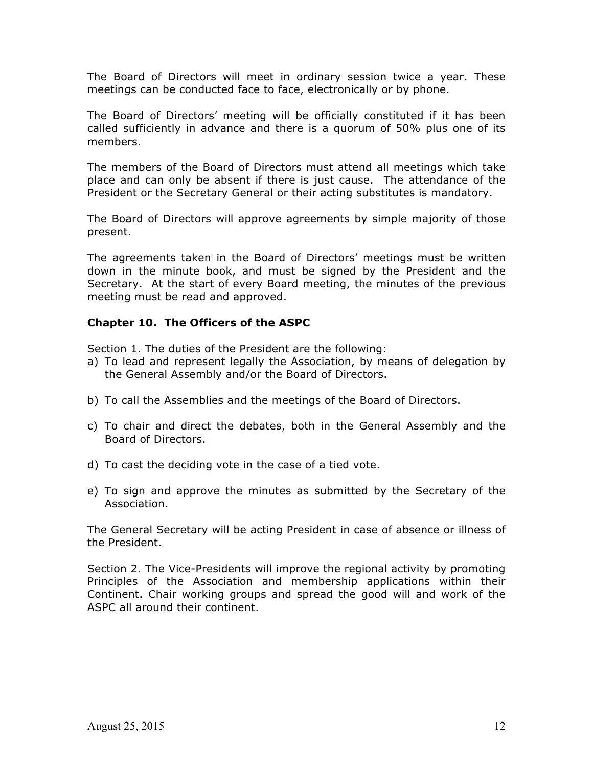The Board of Directors will meet in ordinary session twice a year. These meetings can be conducted face to face, electronically or by phone.

The Board of Directors' meeting will be officially constituted if it has been called sufficiently in advance and there is a quorum of 50% plus one of its members.

The members of the Board of Directors must attend all meetings which take place and can only be absent if there is just cause. The attendance of the President or the Secretary General or their acting substitutes is mandatory.

The Board of Directors will approve agreements by simple majority of those present.

The agreements taken in the Board of Directors' meetings must be written down in the minute book, and must be signed by the President and the Secretary. At the start of every Board meeting, the minutes of the previous meeting must be read and approved.

### Chapter 10. The Officers of the ASPC

Section 1. The duties of the President are the following:

a) To lead and represent legally the Association, by means of delegation by the General Assembly and/or the Board of Directors.

b) To call the Assemblies and the meetings of the Board of Directors.

c) To chair and direct the debates, both in the General Assembly and the Board of Directors.

d) To cast the deciding vote in the case of a tied vote.

e) To sign and approve the minutes as submitted by the Secretary of the Association.

The General Secretary will be acting President in case of absence or illness of the President.

Section 2. The Vice-Presidents will improve the regional activity by promoting Principles of the Association and membership applications within their Continent. Chair working groups and spread the good will and work of the ASPC all around their continent.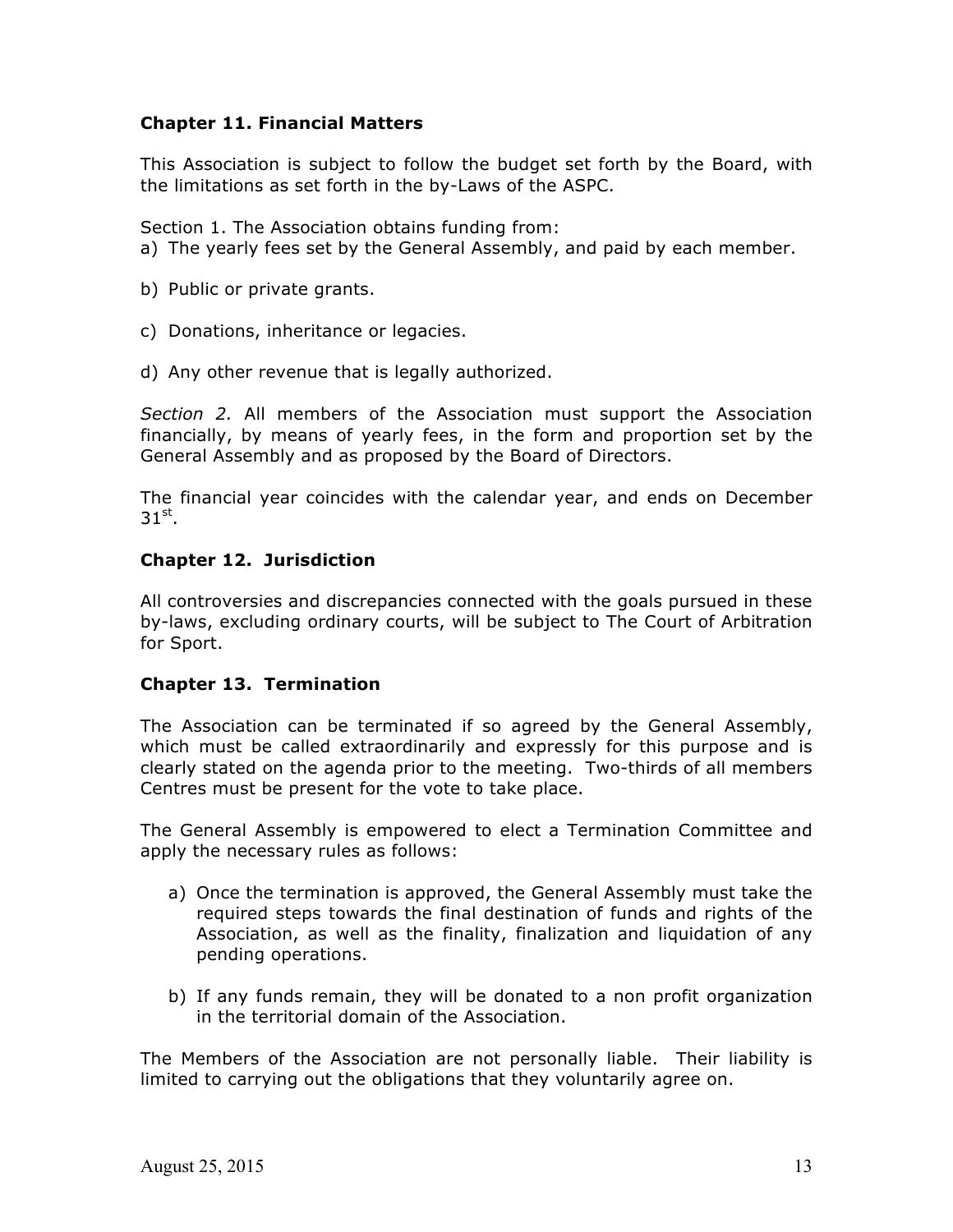## Chapter 11. Financial Matters

This Association is subject to follow the budget set forth by the Board, with the limitations as set forth in the by-Laws of the ASPC.

Section 1. The Association obtains funding from:

a) The yearly fees set by the General Assembly, and paid by each member.

b) Public or private grants.

c) Donations, inheritance or legacies.

d) Any other revenue that is legally authorized.

*Section 2.* All members of the Association must support the Association financially, by means of yearly fees, in the form and proportion set by the General Assembly and as proposed by the Board of Directors.

The financial year coincides with the calendar year, and ends on December 31st.

## Chapter 12. Jurisdiction

All controversies and discrepancies connected with the goals pursued in these by-laws, excluding ordinary courts, will be subject to The Court of Arbitration for Sport.

## Chapter 13. Termination

The Association can be terminated if so agreed by the General Assembly, which must be called extraordinarily and expressly for this purpose and is clearly stated on the agenda prior to the meeting. Two-thirds of all members Centres must be present for the vote to take place.

The General Assembly is empowered to elect a Termination Committee and apply the necessary rules as follows:

a) Once the termination is approved, the General Assembly must take the required steps towards the final destination of funds and rights of the Association, as well as the finality, finalization and liquidation of any pending operations.

b) If any funds remain, they will be donated to a non profit organization in the territorial domain of the Association.

The Members of the Association are not personally liable. Their liability is limited to carrying out the obligations that they voluntarily agree on.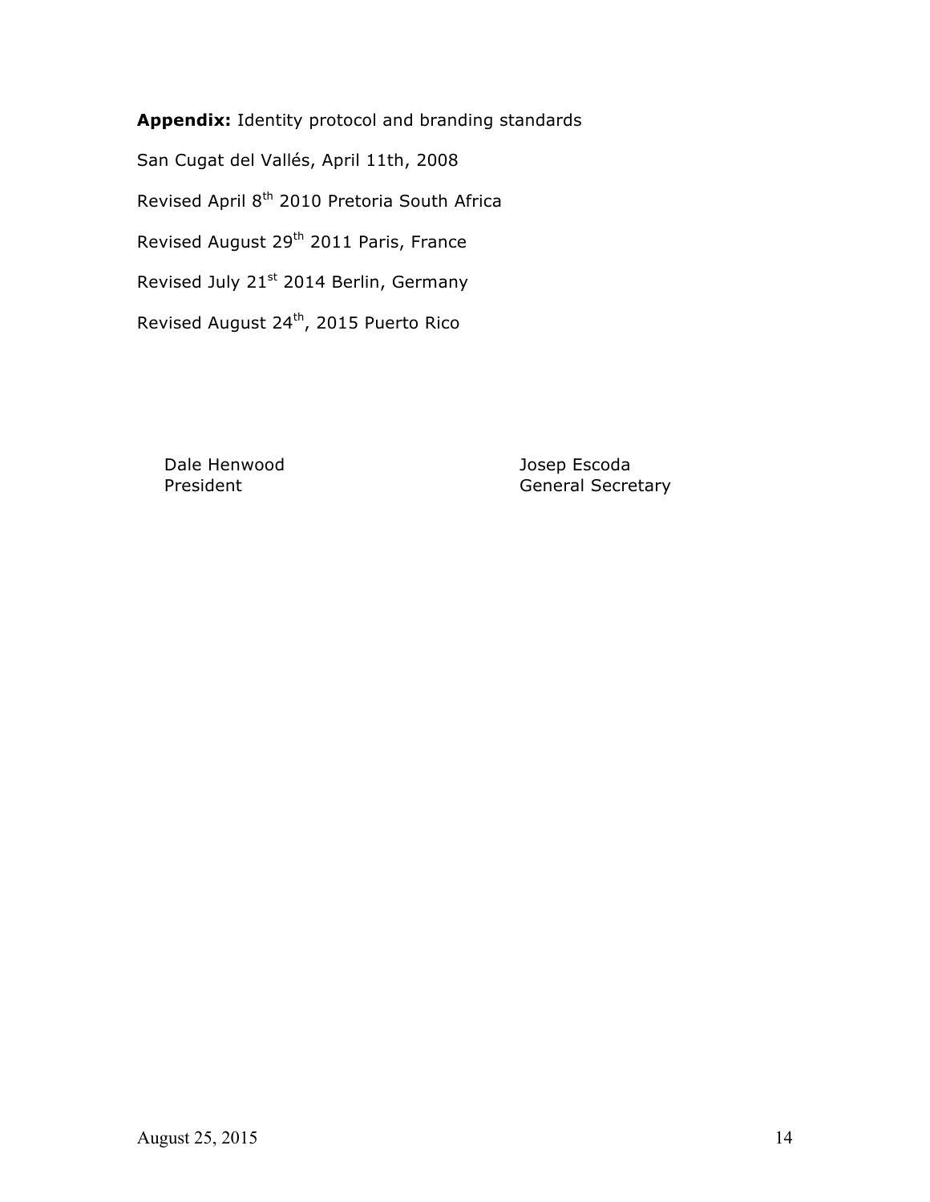**Appendix:** Identity protocol and branding standards

San Cugat del Vallés, April 11th, 2008

Revised April 8th 2010 Pretoria South Africa

Revised August 29th 2011 Paris, France

Revised July 21st 2014 Berlin, Germany

Revised August 24th, 2015 Puerto Rico

| | |
|---|---|
| Dale Henwood<br>President | Josep Escoda<br>General Secretary |